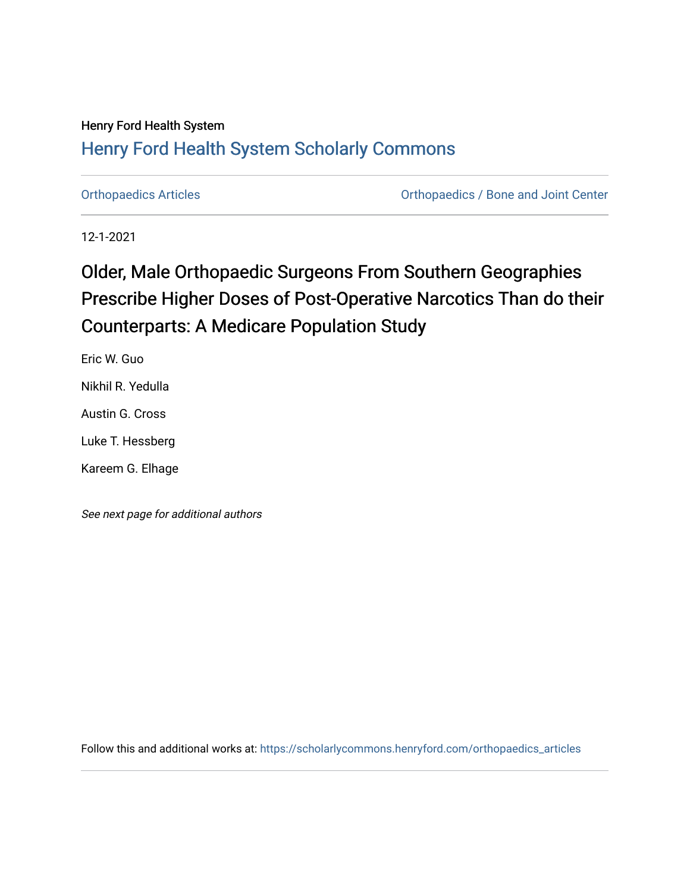Henry Ford Health System

## Henry Ford Health System Scholarly Commons

Orthopaedics Articles | Orthopaedics / Bone and Joint Center

12-1-2021

# Older, Male Orthopaedic Surgeons From Southern Geographies Prescribe Higher Doses of Post-Operative Narcotics Than do their Counterparts: A Medicare Population Study

Eric W. Guo

Nikhil R. Yedulla

Austin G. Cross

Luke T. Hessberg

Kareem G. Elhage

*See next page for additional authors*

Follow this and additional works at: https://scholarlycommons.henryford.com/orthopaedics_articles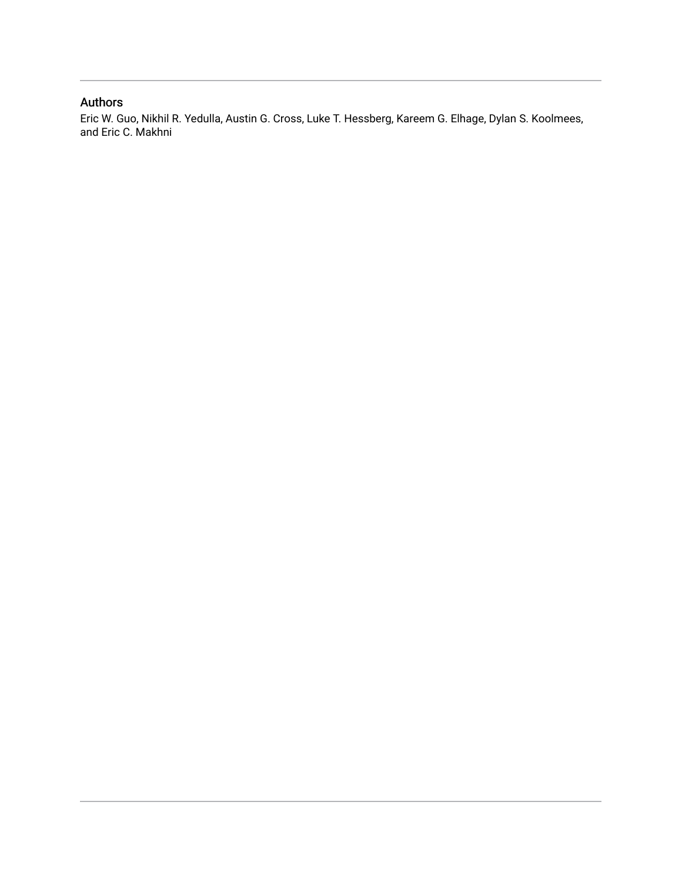## Authors

Eric W. Guo, Nikhil R. Yedulla, Austin G. Cross, Luke T. Hessberg, Kareem G. Elhage, Dylan S. Koolmees, and Eric C. Makhni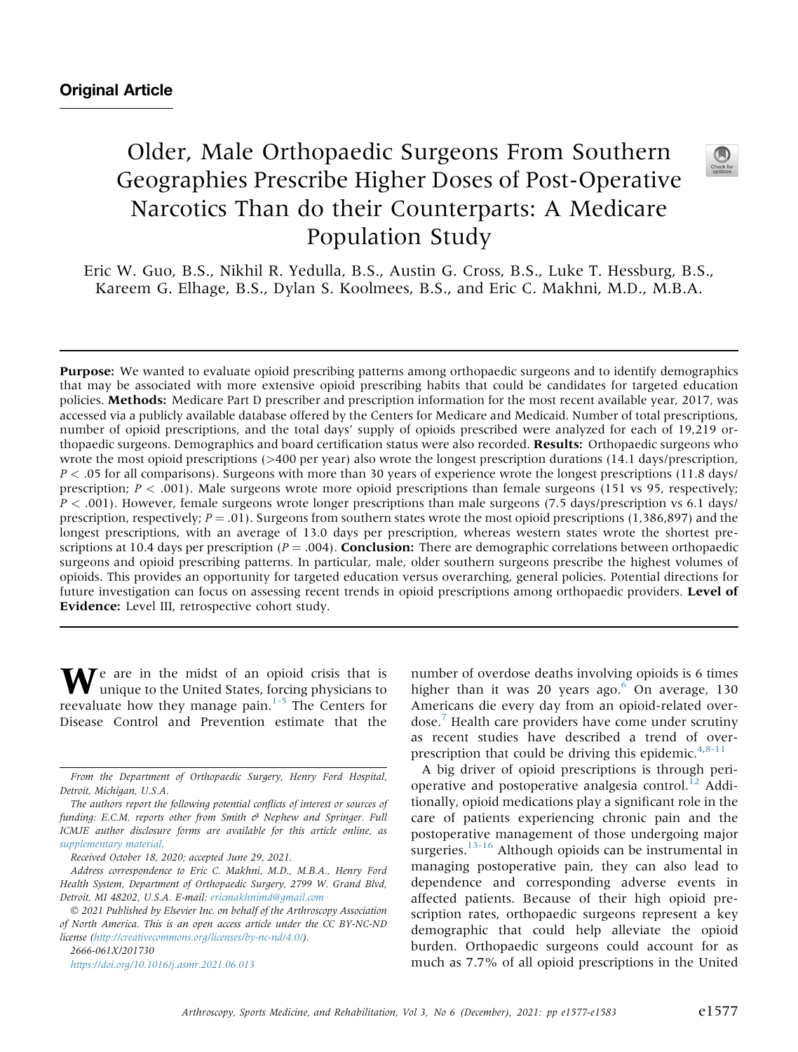Original Article

# Older, Male Orthopaedic Surgeons From Southern Geographies Prescribe Higher Doses of Post-Operative Narcotics Than do their Counterparts: A Medicare Population Study

Eric W. Guo, B.S., Nikhil R. Yedulla, B.S., Austin G. Cross, B.S., Luke T. Hessburg, B.S., Kareem G. Elhage, B.S., Dylan S. Koolmees, B.S., and Eric C. Makhni, M.D., M.B.A.

**Purpose:** We wanted to evaluate opioid prescribing patterns among orthopaedic surgeons and to identify demographics that may be associated with more extensive opioid prescribing habits that could be candidates for targeted education policies. **Methods:** Medicare Part D prescriber and prescription information for the most recent available year, 2017, was accessed via a publicly available database offered by the Centers for Medicare and Medicaid. Number of total prescriptions, number of opioid prescriptions, and the total days' supply of opioids prescribed were analyzed for each of 19,219 orthopaedic surgeons. Demographics and board certification status were also recorded. **Results:** Orthopaedic surgeons who wrote the most opioid prescriptions (>400 per year) also wrote the longest prescription durations (14.1 days/prescription, $P < .05$ for all comparisons). Surgeons with more than 30 years of experience wrote the longest prescriptions (11.8 days/prescription; $P < .001$). Male surgeons wrote more opioid prescriptions than female surgeons (151 vs 95, respectively; $P < .001$). However, female surgeons wrote longer prescriptions than male surgeons (7.5 days/prescription vs 6.1 days/prescription, respectively; $P = .01$). Surgeons from southern states wrote the most opioid prescriptions (1,386,897) and the longest prescriptions, with an average of 13.0 days per prescription, whereas western states wrote the shortest prescriptions at 10.4 days per prescription ($P = .004$). **Conclusion:** There are demographic correlations between orthopaedic surgeons and opioid prescribing patterns. In particular, male, older southern surgeons prescribe the highest volumes of opioids. This provides an opportunity for targeted education versus overarching, general policies. Potential directions for future investigation can focus on assessing recent trends in opioid prescriptions among orthopaedic providers. **Level of Evidence:** Level III, retrospective cohort study.

We are in the midst of an opioid crisis that is unique to the United States, forcing physicians to reevaluate how they manage pain.[1-5] The Centers for Disease Control and Prevention estimate that the number of overdose deaths involving opioids is 6 times higher than it was 20 years ago.[6] On average, 130 Americans die every day from an opioid-related overdose.[7] Health care providers have come under scrutiny as recent studies have described a trend of over-prescription that could be driving this epidemic.[4,8-11]

A big driver of opioid prescriptions is through perioperative and postoperative analgesia control.[12] Additionally, opioid medications play a significant role in the care of patients experiencing chronic pain and the postoperative management of those undergoing major surgeries.[13-16] Although opioids can be instrumental in managing postoperative pain, they can also lead to dependence and corresponding adverse events in affected patients. Because of their high opioid prescription rates, orthopaedic surgeons represent a key demographic that could help alleviate the opioid burden. Orthopaedic surgeons could account for as much as 7.7% of all opioid prescriptions in the United

*From the Department of Orthopaedic Surgery, Henry Ford Hospital, Detroit, Michigan, U.S.A.*

*The authors report the following potential conflicts of interest or sources of funding: E.C.M. reports other from Smith & Nephew and Springer. Full ICMJE author disclosure forms are available for this article online, as supplementary material.*

*Received October 18, 2020; accepted June 29, 2021.*

*Address correspondence to Eric C. Makhni, M.D., M.B.A., Henry Ford Health System, Department of Orthopaedic Surgery, 2799 W. Grand Blvd, Detroit, MI 48202, U.S.A. E-mail: ericmakhnimd@gmail.com*

© 2021 Published by Elsevier Inc. on behalf of the Arthroscopy Association of North America. This is an open access article under the CC BY-NC-ND license (http://creativecommons.org/licenses/by-nc-nd/4.0/).

2666-061X/201730

https://doi.org/10.1016/j.asmr.2021.06.013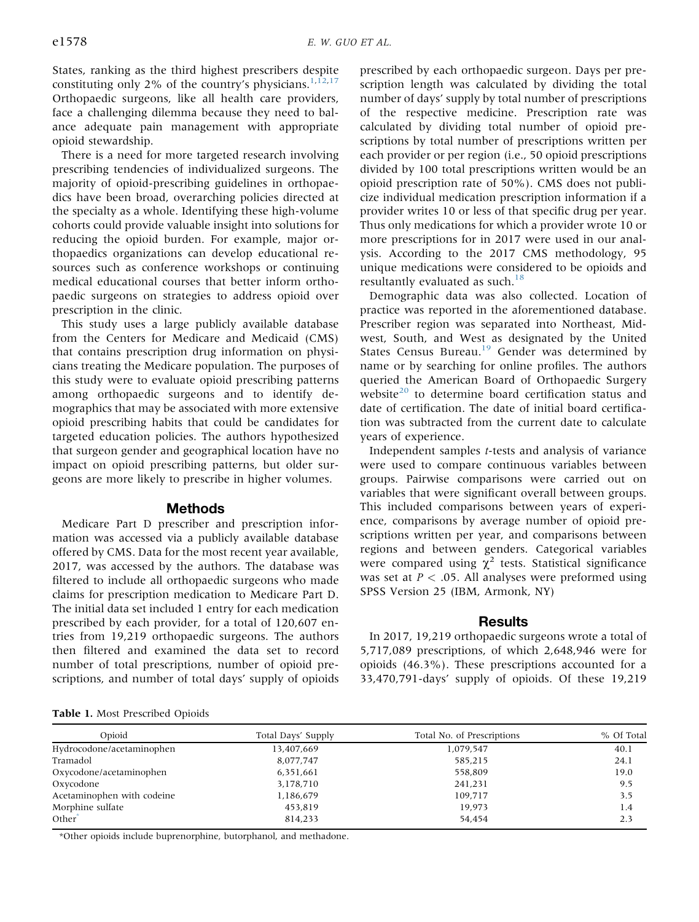States, ranking as the third highest prescribers despite constituting only 2% of the country's physicians.[1,12,17] Orthopaedic surgeons, like all health care providers, face a challenging dilemma because they need to balance adequate pain management with appropriate opioid stewardship.

There is a need for more targeted research involving prescribing tendencies of individualized surgeons. The majority of opioid-prescribing guidelines in orthopaedics have been broad, overarching policies directed at the specialty as a whole. Identifying these high-volume cohorts could provide valuable insight into solutions for reducing the opioid burden. For example, major orthopaedics organizations can develop educational resources such as conference workshops or continuing medical educational courses that better inform orthopaedic surgeons on strategies to address opioid over prescription in the clinic.

This study uses a large publicly available database from the Centers for Medicare and Medicaid (CMS) that contains prescription drug information on physicians treating the Medicare population. The purposes of this study were to evaluate opioid prescribing patterns among orthopaedic surgeons and to identify demographics that may be associated with more extensive opioid prescribing habits that could be candidates for targeted education policies. The authors hypothesized that surgeon gender and geographical location have no impact on opioid prescribing patterns, but older surgeons are more likely to prescribe in higher volumes.

## Methods

Medicare Part D prescriber and prescription information was accessed via a publicly available database offered by CMS. Data for the most recent year available, 2017, was accessed by the authors. The database was filtered to include all orthopaedic surgeons who made claims for prescription medication to Medicare Part D. The initial data set included 1 entry for each medication prescribed by each provider, for a total of 120,607 entries from 19,219 orthopaedic surgeons. The authors then filtered and examined the data set to record number of total prescriptions, number of opioid prescriptions, and number of total days' supply of opioids prescribed by each orthopaedic surgeon. Days per prescription length was calculated by dividing the total number of days' supply by total number of prescriptions of the respective medicine. Prescription rate was calculated by dividing total number of opioid prescriptions by total number of prescriptions written per each provider or per region (i.e., 50 opioid prescriptions divided by 100 total prescriptions written would be an opioid prescription rate of 50%). CMS does not publicize individual medication prescription information if a provider writes 10 or less of that specific drug per year. Thus only medications for which a provider wrote 10 or more prescriptions for in 2017 were used in our analysis. According to the 2017 CMS methodology, 95 unique medications were considered to be opioids and resultantly evaluated as such.[18]

Demographic data was also collected. Location of practice was reported in the aforementioned database. Prescriber region was separated into Northeast, Midwest, South, and West as designated by the United States Census Bureau.[19] Gender was determined by name or by searching for online profiles. The authors queried the American Board of Orthopaedic Surgery website[20] to determine board certification status and date of certification. The date of initial board certification was subtracted from the current date to calculate years of experience.

Independent samples *t*-tests and analysis of variance were used to compare continuous variables between groups. Pairwise comparisons were carried out on variables that were significant overall between groups. This included comparisons between years of experience, comparisons by average number of opioid prescriptions written per year, and comparisons between regions and between genders. Categorical variables were compared using $\chi^2$ tests. Statistical significance was set at $P < .05$. All analyses were preformed using SPSS Version 25 (IBM, Armonk, NY)

## Results

In 2017, 19,219 orthopaedic surgeons wrote a total of 5,717,089 prescriptions, of which 2,648,946 were for opioids (46.3%). These prescriptions accounted for a 33,470,791-days' supply of opioids. Of these 19,219

**Table 1.** Most Prescribed Opioids

| Opioid | Total Days' Supply | Total No. of Prescriptions | % Of Total |
|---|---|---|---|
| Hydrocodone/acetaminophen | 13,407,669 | 1,079,547 | 40.1 |
| Tramadol | 8,077,747 | 585,215 | 24.1 |
| Oxycodone/acetaminophen | 6,351,661 | 558,809 | 19.0 |
| Oxycodone | 3,178,710 | 241,231 | 9.5 |
| Acetaminophen with codeine | 1,186,679 | 109,717 | 3.5 |
| Morphine sulfate | 453,819 | 19,973 | 1.4 |
| Other* | 814,233 | 54,454 | 2.3 |

*Other opioids include buprenorphine, butorphanol, and methadone.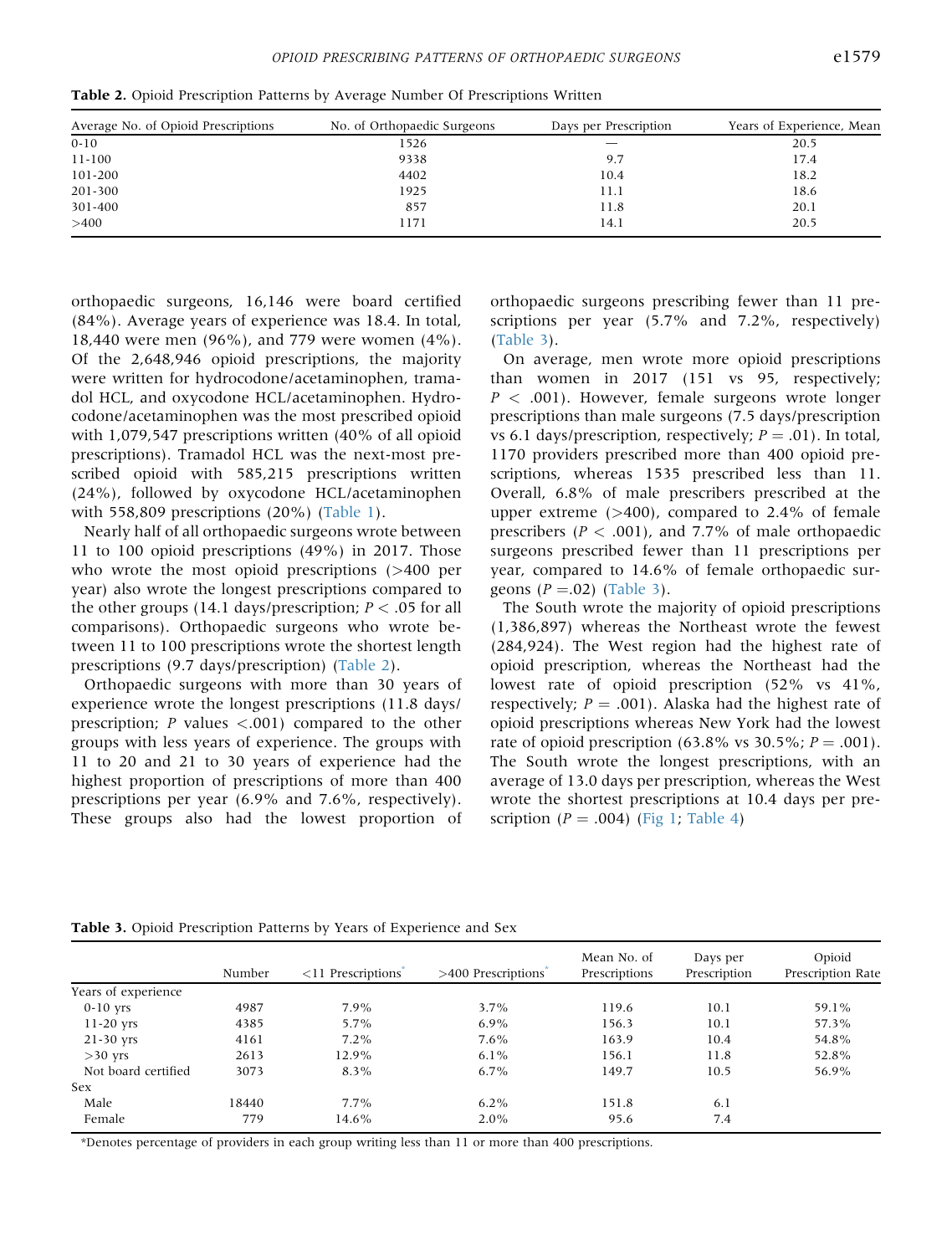**Table 2.** Opioid Prescription Patterns by Average Number Of Prescriptions Written

| Average No. of Opioid Prescriptions | No. of Orthopaedic Surgeons | Days per Prescription | Years of Experience, Mean |
|---|---|---|---|
| 0-10 | 1526 | — | 20.5 |
| 11-100 | 9338 | 9.7 | 17.4 |
| 101-200 | 4402 | 10.4 | 18.2 |
| 201-300 | 1925 | 11.1 | 18.6 |
| 301-400 | 857 | 11.8 | 20.1 |
| >400 | 1171 | 14.1 | 20.5 |

orthopaedic surgeons, 16,146 were board certified (84%). Average years of experience was 18.4. In total, 18,440 were men (96%), and 779 were women (4%). Of the 2,648,946 opioid prescriptions, the majority were written for hydrocodone/acetaminophen, tramadol HCL, and oxycodone HCL/acetaminophen. Hydrocodone/acetaminophen was the most prescribed opioid with 1,079,547 prescriptions written (40% of all opioid prescriptions). Tramadol HCL was the next-most prescribed opioid with 585,215 prescriptions written (24%), followed by oxycodone HCL/acetaminophen with 558,809 prescriptions (20%) (Table 1).

Nearly half of all orthopaedic surgeons wrote between 11 to 100 opioid prescriptions (49%) in 2017. Those who wrote the most opioid prescriptions (>400 per year) also wrote the longest prescriptions compared to the other groups (14.1 days/prescription; $P < .05$ for all comparisons). Orthopaedic surgeons who wrote between 11 to 100 prescriptions wrote the shortest length prescriptions (9.7 days/prescription) (Table 2).

Orthopaedic surgeons with more than 30 years of experience wrote the longest prescriptions (11.8 days/prescription; $P$ values <.001) compared to the other groups with less years of experience. The groups with 11 to 20 and 21 to 30 years of experience had the highest proportion of prescriptions of more than 400 prescriptions per year (6.9% and 7.6%, respectively). These groups also had the lowest proportion of orthopaedic surgeons prescribing fewer than 11 prescriptions per year (5.7% and 7.2%, respectively) (Table 3).

On average, men wrote more opioid prescriptions than women in 2017 (151 vs 95, respectively; $P < .001$). However, female surgeons wrote longer prescriptions than male surgeons (7.5 days/prescription vs 6.1 days/prescription, respectively; $P = .01$). In total, 1170 providers prescribed more than 400 opioid prescriptions, whereas 1535 prescribed less than 11. Overall, 6.8% of male prescribers prescribed at the upper extreme (>400), compared to 2.4% of female prescribers ($P < .001$), and 7.7% of male orthopaedic surgeons prescribed fewer than 11 prescriptions per year, compared to 14.6% of female orthopaedic surgeons ($P = .02$) (Table 3).

The South wrote the majority of opioid prescriptions (1,386,897) whereas the Northeast wrote the fewest (284,924). The West region had the highest rate of opioid prescription, whereas the Northeast had the lowest rate of opioid prescription (52% vs 41%, respectively; $P = .001$). Alaska had the highest rate of opioid prescriptions whereas New York had the lowest rate of opioid prescription (63.8% vs 30.5%; $P = .001$). The South wrote the longest prescriptions, with an average of 13.0 days per prescription, whereas the West wrote the shortest prescriptions at 10.4 days per prescription ($P = .004$) (Fig 1; Table 4)

**Table 3.** Opioid Prescription Patterns by Years of Experience and Sex

| | Number | <11 Prescriptions* | >400 Prescriptions* | Mean No. of Prescriptions | Days per Prescription | Opioid Prescription Rate |
|---|---|---|---|---|---|---|
| Years of experience | | | | | | |
| 0-10 yrs | 4987 | 7.9% | 3.7% | 119.6 | 10.1 | 59.1% |
| 11-20 yrs | 4385 | 5.7% | 6.9% | 156.3 | 10.1 | 57.3% |
| 21-30 yrs | 4161 | 7.2% | 7.6% | 163.9 | 10.4 | 54.8% |
| >30 yrs | 2613 | 12.9% | 6.1% | 156.1 | 11.8 | 52.8% |
| Not board certified | 3073 | 8.3% | 6.7% | 149.7 | 10.5 | 56.9% |
| Sex | | | | | | |
| Male | 18440 | 7.7% | 6.2% | 151.8 | 6.1 | |
| Female | 779 | 14.6% | 2.0% | 95.6 | 7.4 | |

*Denotes percentage of providers in each group writing less than 11 or more than 400 prescriptions.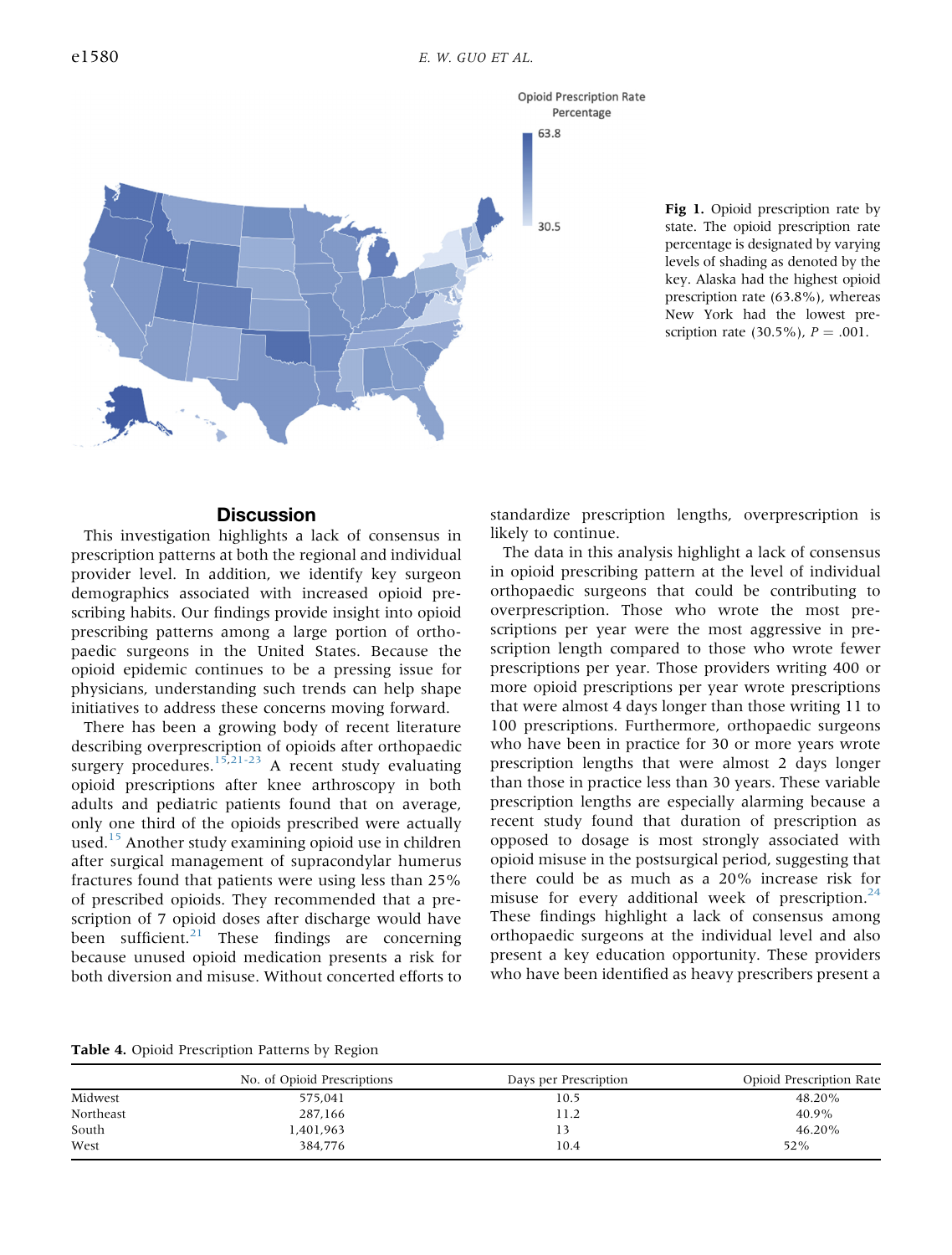Fig 1. Opioid prescription rate by state. The opioid prescription rate percentage is designated by varying levels of shading as denoted by the key. Alaska had the highest opioid prescription rate (63.8%), whereas New York had the lowest prescription rate (30.5%), $P = .001$.

## Discussion

This investigation highlights a lack of consensus in prescription patterns at both the regional and individual provider level. In addition, we identify key surgeon demographics associated with increased opioid prescribing habits. Our findings provide insight into opioid prescribing patterns among a large portion of orthopaedic surgeons in the United States. Because the opioid epidemic continues to be a pressing issue for physicians, understanding such trends can help shape initiatives to address these concerns moving forward.

There has been a growing body of recent literature describing overprescription of opioids after orthopaedic surgery procedures.[15,21-23] A recent study evaluating opioid prescriptions after knee arthroscopy in both adults and pediatric patients found that on average, only one third of the opioids prescribed were actually used.[15] Another study examining opioid use in children after surgical management of supracondylar humerus fractures found that patients were using less than 25% of prescribed opioids. They recommended that a prescription of 7 opioid doses after discharge would have been sufficient.[21] These findings are concerning because unused opioid medication presents a risk for both diversion and misuse. Without concerted efforts to standardize prescription lengths, overprescription is likely to continue.

The data in this analysis highlight a lack of consensus in opioid prescribing pattern at the level of individual orthopaedic surgeons that could be contributing to overprescription. Those who wrote the most prescriptions per year were the most aggressive in prescription length compared to those who wrote fewer prescriptions per year. Those providers writing 400 or more opioid prescriptions per year wrote prescriptions that were almost 4 days longer than those writing 11 to 100 prescriptions. Furthermore, orthopaedic surgeons who have been in practice for 30 or more years wrote prescription lengths that were almost 2 days longer than those in practice less than 30 years. These variable prescription lengths are especially alarming because a recent study found that duration of prescription as opposed to dosage is most strongly associated with opioid misuse in the postsurgical period, suggesting that there could be as much as a 20% increase risk for misuse for every additional week of prescription.[24] These findings highlight a lack of consensus among orthopaedic surgeons at the individual level and also present a key education opportunity. These providers who have been identified as heavy prescribers present a

**Table 4.** Opioid Prescription Patterns by Region

| | No. of Opioid Prescriptions | Days per Prescription | Opioid Prescription Rate |
|---|---|---|---|
| Midwest | 575,041 | 10.5 | 48.20% |
| Northeast | 287,166 | 11.2 | 40.9% |
| South | 1,401,963 | 13 | 46.20% |
| West | 384,776 | 10.4 | 52% |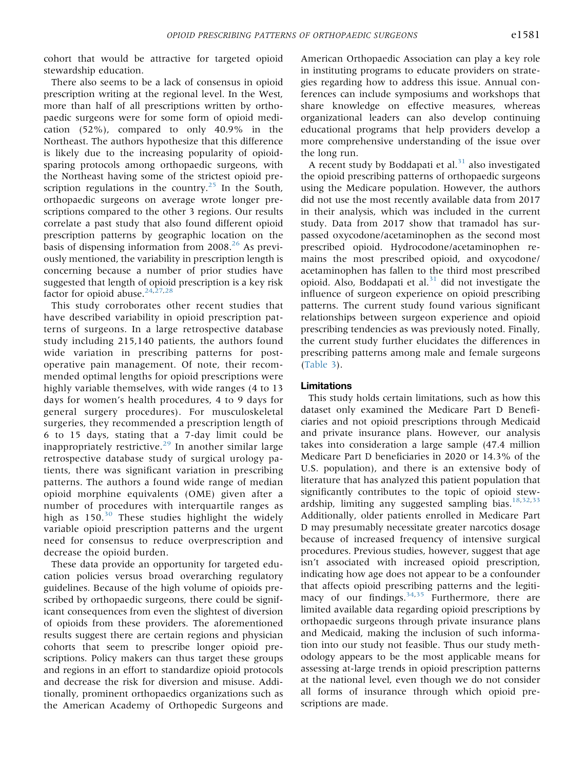cohort that would be attractive for targeted opioid stewardship education.

There also seems to be a lack of consensus in opioid prescription writing at the regional level. In the West, more than half of all prescriptions written by orthopaedic surgeons were for some form of opioid medication (52%), compared to only 40.9% in the Northeast. The authors hypothesize that this difference is likely due to the increasing popularity of opioid-sparing protocols among orthopaedic surgeons, with the Northeast having some of the strictest opioid prescription regulations in the country.[25] In the South, orthopaedic surgeons on average wrote longer prescriptions compared to the other 3 regions. Our results correlate a past study that also found different opioid prescription patterns by geographic location on the basis of dispensing information from 2008.[26] As previously mentioned, the variability in prescription length is concerning because a number of prior studies have suggested that length of opioid prescription is a key risk factor for opioid abuse.[24,27,28]

This study corroborates other recent studies that have described variability in opioid prescription patterns of surgeons. In a large retrospective database study including 215,140 patients, the authors found wide variation in prescribing patterns for postoperative pain management. Of note, their recommended optimal lengths for opioid prescriptions were highly variable themselves, with wide ranges (4 to 13 days for women's health procedures, 4 to 9 days for general surgery procedures). For musculoskeletal surgeries, they recommended a prescription length of 6 to 15 days, stating that a 7-day limit could be inappropriately restrictive.[29] In another similar large retrospective database study of surgical urology patients, there was significant variation in prescribing patterns. The authors a found wide range of median opioid morphine equivalents (OME) given after a number of procedures with interquartile ranges as high as 150.[30] These studies highlight the widely variable opioid prescription patterns and the urgent need for consensus to reduce overprescription and decrease the opioid burden.

These data provide an opportunity for targeted education policies versus broad overarching regulatory guidelines. Because of the high volume of opioids prescribed by orthopaedic surgeons, there could be significant consequences from even the slightest of diversion of opioids from these providers. The aforementioned results suggest there are certain regions and physician cohorts that seem to prescribe longer opioid prescriptions. Policy makers can thus target these groups and regions in an effort to standardize opioid protocols and decrease the risk for diversion and misuse. Additionally, prominent orthopaedics organizations such as the American Academy of Orthopedic Surgeons and American Orthopaedic Association can play a key role in instituting programs to educate providers on strategies regarding how to address this issue. Annual conferences can include symposiums and workshops that share knowledge on effective measures, whereas organizational leaders can also develop continuing educational programs that help providers develop a more comprehensive understanding of the issue over the long run.

A recent study by Boddapati et al.[31] also investigated the opioid prescribing patterns of orthopaedic surgeons using the Medicare population. However, the authors did not use the most recently available data from 2017 in their analysis, which was included in the current study. Data from 2017 show that tramadol has surpassed oxycodone/acetaminophen as the second most prescribed opioid. Hydrocodone/acetaminophen remains the most prescribed opioid, and oxycodone/acetaminophen has fallen to the third most prescribed opioid. Also, Boddapati et al.[31] did not investigate the influence of surgeon experience on opioid prescribing patterns. The current study found various significant relationships between surgeon experience and opioid prescribing tendencies as was previously noted. Finally, the current study further elucidates the differences in prescribing patterns among male and female surgeons (Table 3).

### Limitations

This study holds certain limitations, such as how this dataset only examined the Medicare Part D Beneficiaries and not opioid prescriptions through Medicaid and private insurance plans. However, our analysis takes into consideration a large sample (47.4 million Medicare Part D beneficiaries in 2020 or 14.3% of the U.S. population), and there is an extensive body of literature that has analyzed this patient population that significantly contributes to the topic of opioid stewardship, limiting any suggested sampling bias.[18,32,33] Additionally, older patients enrolled in Medicare Part D may presumably necessitate greater narcotics dosage because of increased frequency of intensive surgical procedures. Previous studies, however, suggest that age isn't associated with increased opioid prescription, indicating how age does not appear to be a confounder that affects opioid prescribing patterns and the legitimacy of our findings.[34,35] Furthermore, there are limited available data regarding opioid prescriptions by orthopaedic surgeons through private insurance plans and Medicaid, making the inclusion of such information into our study not feasible. Thus our study methodology appears to be the most applicable means for assessing at-large trends in opioid prescription patterns at the national level, even though we do not consider all forms of insurance through which opioid prescriptions are made.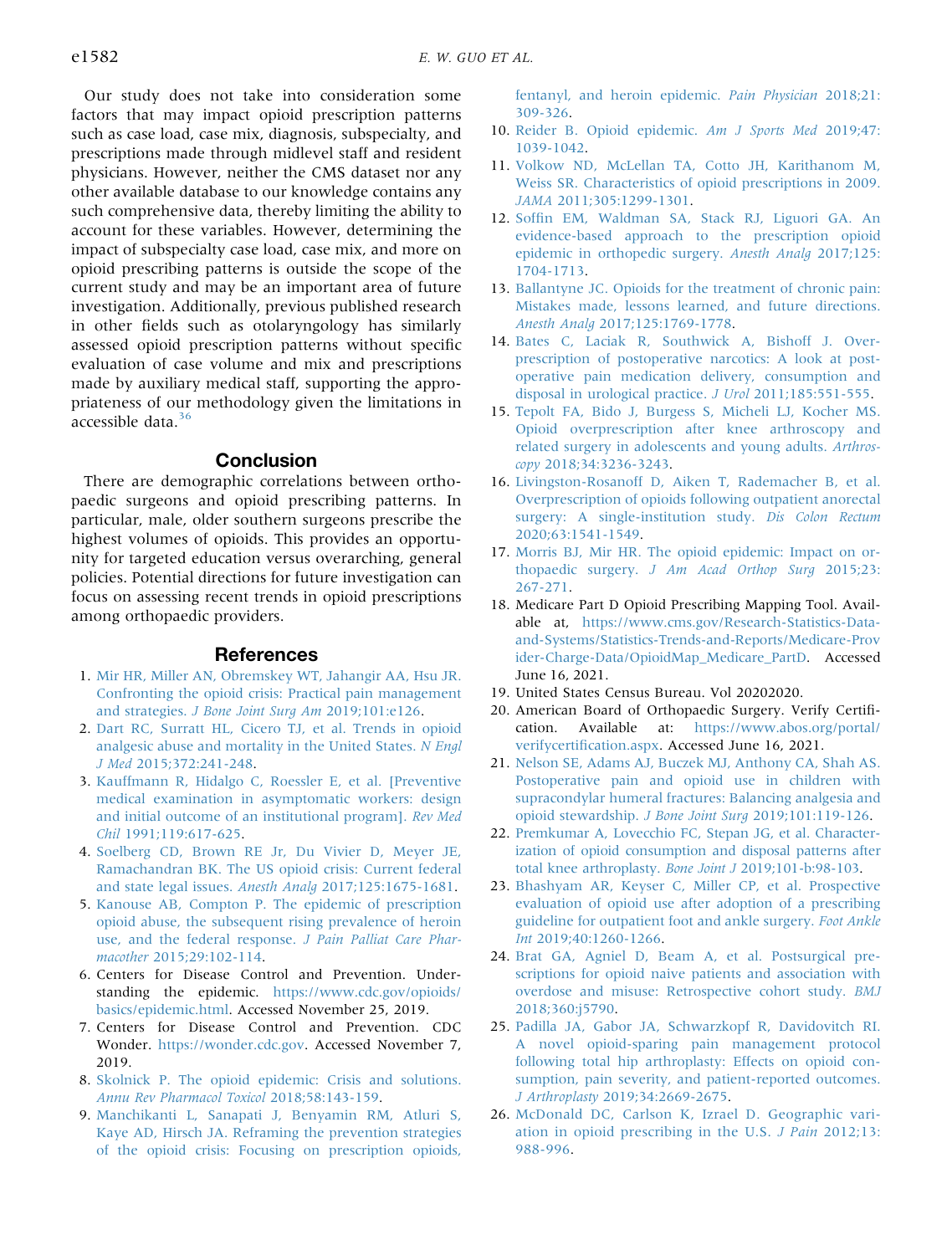Our study does not take into consideration some factors that may impact opioid prescription patterns such as case load, case mix, diagnosis, subspecialty, and prescriptions made through midlevel staff and resident physicians. However, neither the CMS dataset nor any other available database to our knowledge contains any such comprehensive data, thereby limiting the ability to account for these variables. However, determining the impact of subspecialty case load, case mix, and more on opioid prescribing patterns is outside the scope of the current study and may be an important area of future investigation. Additionally, previous published research in other fields such as otolaryngology has similarly assessed opioid prescription patterns without specific evaluation of case volume and mix and prescriptions made by auxiliary medical staff, supporting the appropriateness of our methodology given the limitations in accessible data.[36]

## Conclusion

There are demographic correlations between orthopaedic surgeons and opioid prescribing patterns. In particular, male, older southern surgeons prescribe the highest volumes of opioids. This provides an opportunity for targeted education versus overarching, general policies. Potential directions for future investigation can focus on assessing recent trends in opioid prescriptions among orthopaedic providers.

## References

1. Mir HR, Miller AN, Obremskey WT, Jahangir AA, Hsu JR. Confronting the opioid crisis: Practical pain management and strategies. *J Bone Joint Surg Am* 2019;101:e126.
2. Dart RC, Surratt HL, Cicero TJ, et al. Trends in opioid analgesic abuse and mortality in the United States. *N Engl J Med* 2015;372:241-248.
3. Kauffmann R, Hidalgo C, Roessler E, et al. [Preventive medical examination in asymptomatic workers: design and initial outcome of an institutional program]. *Rev Med Chil* 1991;119:617-625.
4. Soelberg CD, Brown RE Jr, Du Vivier D, Meyer JE, Ramachandran BK. The US opioid crisis: Current federal and state legal issues. *Anesth Analg* 2017;125:1675-1681.
5. Kanouse AB, Compton P. The epidemic of prescription opioid abuse, the subsequent rising prevalence of heroin use, and the federal response. *J Pain Palliat Care Pharmacother* 2015;29:102-114.
6. Centers for Disease Control and Prevention. Understanding the epidemic. https://www.cdc.gov/opioids/basics/epidemic.html. Accessed November 25, 2019.
7. Centers for Disease Control and Prevention. CDC Wonder. https://wonder.cdc.gov. Accessed November 7, 2019.
8. Skolnick P. The opioid epidemic: Crisis and solutions. *Annu Rev Pharmacol Toxicol* 2018;58:143-159.
9. Manchikanti L, Sanapati J, Benyamin RM, Atluri S, Kaye AD, Hirsch JA. Reframing the prevention strategies of the opioid crisis: Focusing on prescription opioids, fentanyl, and heroin epidemic. *Pain Physician* 2018;21:309-326.
10. Reider B. Opioid epidemic. *Am J Sports Med* 2019;47:1039-1042.
11. Volkow ND, McLellan TA, Cotto JH, Karithanom M, Weiss SR. Characteristics of opioid prescriptions in 2009. *JAMA* 2011;305:1299-1301.
12. Soffin EM, Waldman SA, Stack RJ, Liguori GA. An evidence-based approach to the prescription opioid epidemic in orthopedic surgery. *Anesth Analg* 2017;125:1704-1713.
13. Ballantyne JC. Opioids for the treatment of chronic pain: Mistakes made, lessons learned, and future directions. *Anesth Analg* 2017;125:1769-1778.
14. Bates C, Laciak R, Southwick A, Bishoff J. Overprescription of postoperative narcotics: A look at postoperative pain medication delivery, consumption and disposal in urological practice. *J Urol* 2011;185:551-555.
15. Tepolt FA, Bido J, Burgess S, Micheli LJ, Kocher MS. Opioid overprescription after knee arthroscopy and related surgery in adolescents and young adults. *Arthroscopy* 2018;34:3236-3243.
16. Livingston-Rosanoff D, Aiken T, Rademacher B, et al. Overprescription of opioids following outpatient anorectal surgery: A single-institution study. *Dis Colon Rectum* 2020;63:1541-1549.
17. Morris BJ, Mir HR. The opioid epidemic: Impact on orthopaedic surgery. *J Am Acad Orthop Surg* 2015;23:267-271.
18. Medicare Part D Opioid Prescribing Mapping Tool. Available at, https://www.cms.gov/Research-Statistics-Data-and-Systems/Statistics-Trends-and-Reports/Medicare-Provider-Charge-Data/OpioidMap_Medicare_PartD. Accessed June 16, 2021.
19. United States Census Bureau. Vol 20202020.
20. American Board of Orthopaedic Surgery. Verify Certification. Available at: https://www.abos.org/portal/verifycertification.aspx. Accessed June 16, 2021.
21. Nelson SE, Adams AJ, Buczek MJ, Anthony CA, Shah AS. Postoperative pain and opioid use in children with supracondylar humeral fractures: Balancing analgesia and opioid stewardship. *J Bone Joint Surg* 2019;101:119-126.
22. Premkumar A, Lovecchio FC, Stepan JG, et al. Characterization of opioid consumption and disposal patterns after total knee arthroplasty. *Bone Joint J* 2019;101-b:98-103.
23. Bhashyam AR, Keyser C, Miller CP, et al. Prospective evaluation of opioid use after adoption of a prescribing guideline for outpatient foot and ankle surgery. *Foot Ankle Int* 2019;40:1260-1266.
24. Brat GA, Agniel D, Beam A, et al. Postsurgical prescriptions for opioid naive patients and association with overdose and misuse: Retrospective cohort study. *BMJ* 2018;360:j5790.
25. Padilla JA, Gabor JA, Schwarzkopf R, Davidovitch RI. A novel opioid-sparing pain management protocol following total hip arthroplasty: Effects on opioid consumption, pain severity, and patient-reported outcomes. *J Arthroplasty* 2019;34:2669-2675.
26. McDonald DC, Carlson K, Izrael D. Geographic variation in opioid prescribing in the U.S. *J Pain* 2012;13:988-996.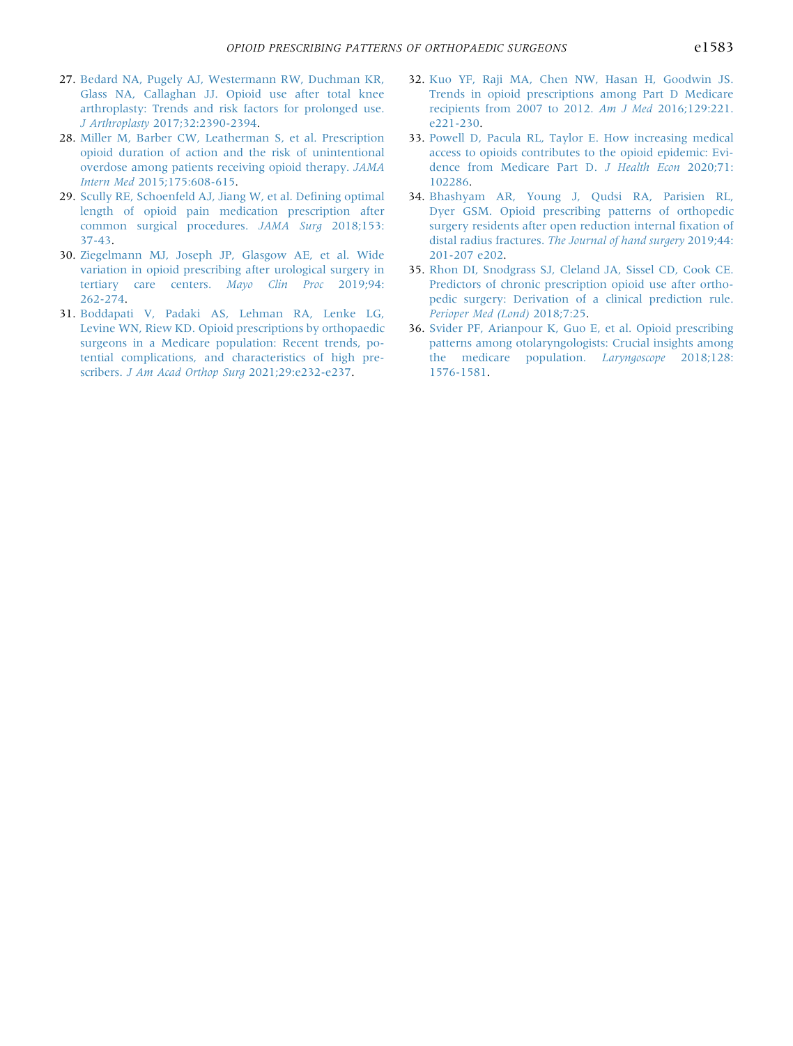27. Bedard NA, Pugely AJ, Westermann RW, Duchman KR, Glass NA, Callaghan JJ. Opioid use after total knee arthroplasty: Trends and risk factors for prolonged use. *J Arthroplasty* 2017;32:2390-2394.
28. Miller M, Barber CW, Leatherman S, et al. Prescription opioid duration of action and the risk of unintentional overdose among patients receiving opioid therapy. *JAMA Intern Med* 2015;175:608-615.
29. Scully RE, Schoenfeld AJ, Jiang W, et al. Defining optimal length of opioid pain medication prescription after common surgical procedures. *JAMA Surg* 2018;153:37-43.
30. Ziegelmann MJ, Joseph JP, Glasgow AE, et al. Wide variation in opioid prescribing after urological surgery in tertiary care centers. *Mayo Clin Proc* 2019;94:262-274.
31. Boddapati V, Padaki AS, Lehman RA, Lenke LG, Levine WN, Riew KD. Opioid prescriptions by orthopaedic surgeons in a Medicare population: Recent trends, potential complications, and characteristics of high prescribers. *J Am Acad Orthop Surg* 2021;29:e232-e237.
32. Kuo YF, Raji MA, Chen NW, Hasan H, Goodwin JS. Trends in opioid prescriptions among Part D Medicare recipients from 2007 to 2012. *Am J Med* 2016;129:221.e221-230.
33. Powell D, Pacula RL, Taylor E. How increasing medical access to opioids contributes to the opioid epidemic: Evidence from Medicare Part D. *J Health Econ* 2020;71:102286.
34. Bhashyam AR, Young J, Qudsi RA, Parisien RL, Dyer GSM. Opioid prescribing patterns of orthopedic surgery residents after open reduction internal fixation of distal radius fractures. *The Journal of hand surgery* 2019;44:201-207 e202.
35. Rhon DI, Snodgrass SJ, Cleland JA, Sissel CD, Cook CE. Predictors of chronic prescription opioid use after orthopedic surgery: Derivation of a clinical prediction rule. *Perioper Med (Lond)* 2018;7:25.
36. Svider PF, Arianpour K, Guo E, et al. Opioid prescribing patterns among otolaryngologists: Crucial insights among the medicare population. *Laryngoscope* 2018;128:1576-1581.